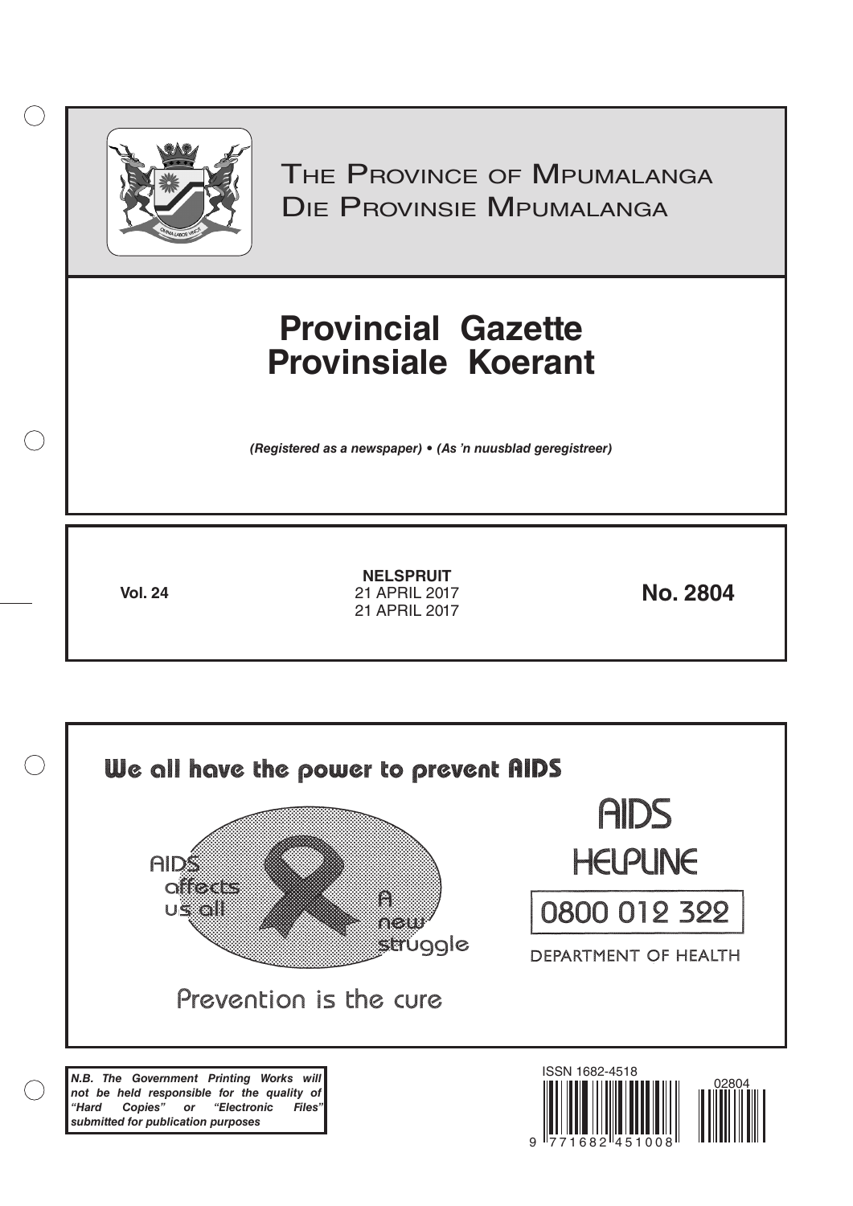# The Province of Mpumalanga
# Die Provinsie Mpumalanga

# Provincial Gazette
# Provinsiale Koerant

*(Registered as a newspaper)* • *(As 'n nuusblad geregistreer)*

**Vol. 24**

**NELSPRUIT**
21 APRIL 2017
21 APRIL 2017

**No. 2804**

**We all have the power to prevent AIDS**

AIDS affects us all

A new struggle

Prevention is the cure

AIDS HELPLINE

0800 012 322

DEPARTMENT OF HEALTH

***N.B. The Government Printing Works will not be held responsible for the quality of "Hard Copies" or "Electronic Files" submitted for publication purposes***

ISSN 1682-4518

9 771682 451008

02804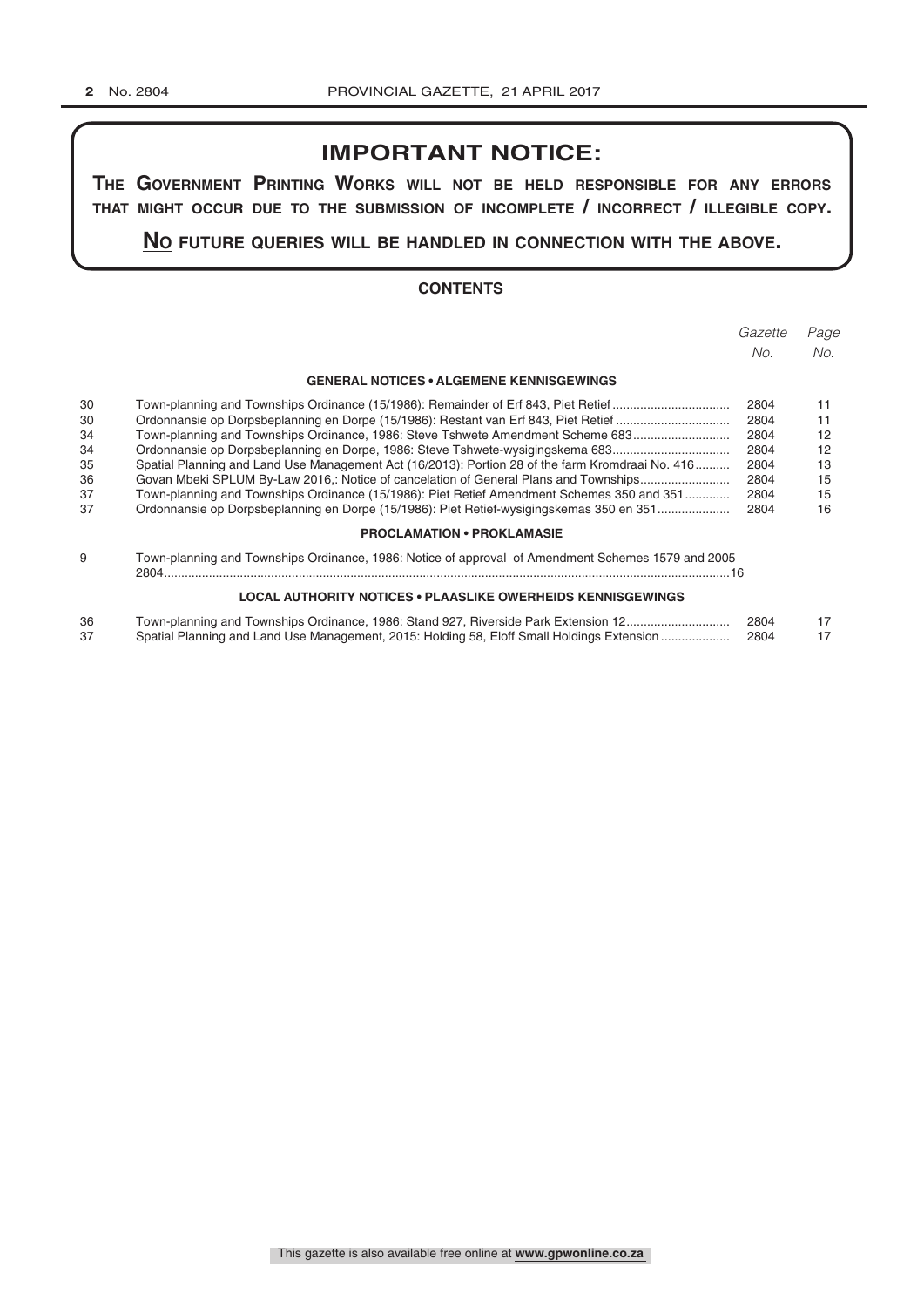## IMPORTANT NOTICE:

**THE GOVERNMENT PRINTING WORKS WILL NOT BE HELD RESPONSIBLE FOR ANY ERRORS THAT MIGHT OCCUR DUE TO THE SUBMISSION OF INCOMPLETE / INCORRECT / ILLEGIBLE COPY.**

**NO FUTURE QUERIES WILL BE HANDLED IN CONNECTION WITH THE ABOVE.**

### CONTENTS

| | | *Gazette No.* | *Page No.* |
|---|---|---|---|
| | **GENERAL NOTICES • ALGEMENE KENNISGEWINGS** | | |
| 30 | Town-planning and Townships Ordinance (15/1986): Remainder of Erf 843, Piet Retief | 2804 | 11 |
| 30 | Ordonnansie op Dorpsbeplanning en Dorpe (15/1986): Restant van Erf 843, Piet Retief | 2804 | 11 |
| 34 | Town-planning and Townships Ordinance, 1986: Steve Tshwete Amendment Scheme 683 | 2804 | 12 |
| 34 | Ordonnansie op Dorpsbeplanning en Dorpe, 1986: Steve Tshwete-wysigingskema 683 | 2804 | 12 |
| 35 | Spatial Planning and Land Use Management Act (16/2013): Portion 28 of the farm Kromdraai No. 416 | 2804 | 13 |
| 36 | Govan Mbeki SPLUM By-Law 2016,: Notice of cancelation of General Plans and Townships | 2804 | 15 |
| 37 | Town-planning and Townships Ordinance (15/1986): Piet Retief Amendment Schemes 350 and 351 | 2804 | 15 |
| 37 | Ordonnansie op Dorpsbeplanning en Dorpe (15/1986): Piet Retief-wysigingskemas 350 en 351 | 2804 | 16 |
| | **PROCLAMATION • PROKLAMASIE** | | |
| 9 | Town-planning and Townships Ordinance, 1986: Notice of approval of Amendment Schemes 1579 and 2005 | 2804 | 16 |
| | **LOCAL AUTHORITY NOTICES • PLAASLIKE OWERHEIDS KENNISGEWINGS** | | |
| 36 | Town-planning and Townships Ordinance, 1986: Stand 927, Riverside Park Extension 12 | 2804 | 17 |
| 37 | Spatial Planning and Land Use Management, 2015: Holding 58, Eloff Small Holdings Extension | 2804 | 17 |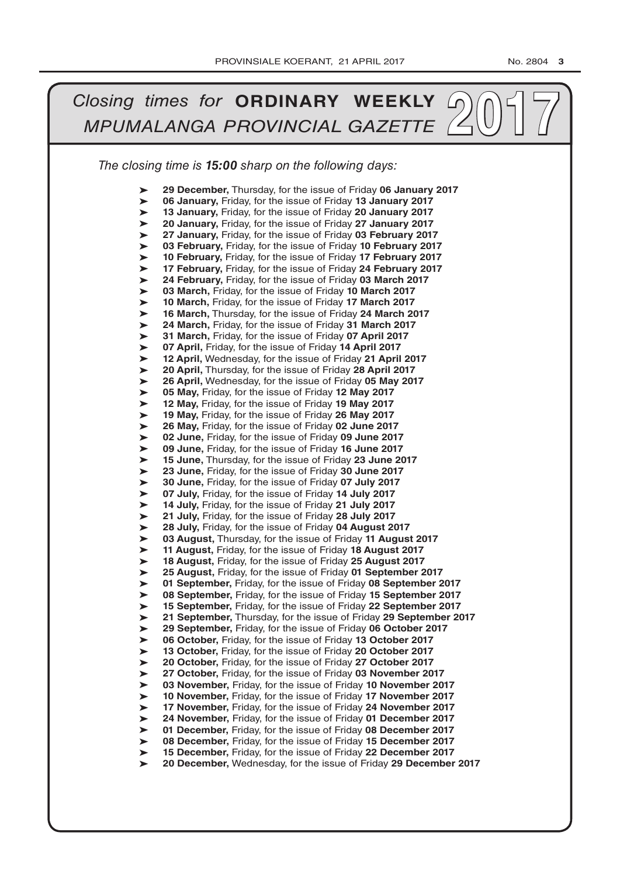# *Closing times for* **ORDINARY WEEKLY** *MPUMALANGA PROVINCIAL GAZETTE* 2017

*The closing time is **15:00** sharp on the following days:*

- **29 December,** Thursday, for the issue of Friday **06 January 2017**
- **06 January,** Friday, for the issue of Friday **13 January 2017**
- **13 January,** Friday, for the issue of Friday **20 January 2017**
- **20 January,** Friday, for the issue of Friday **27 January 2017**
- **27 January,** Friday, for the issue of Friday **03 February 2017**
- **03 February,** Friday, for the issue of Friday **10 February 2017**
- **10 February,** Friday, for the issue of Friday **17 February 2017**
- **17 February,** Friday, for the issue of Friday **24 February 2017**
- **24 February,** Friday, for the issue of Friday **03 March 2017**
- **03 March,** Friday, for the issue of Friday **10 March 2017**
- **10 March,** Friday, for the issue of Friday **17 March 2017**
- **16 March,** Thursday, for the issue of Friday **24 March 2017**
- **24 March,** Friday, for the issue of Friday **31 March 2017**
- **31 March,** Friday, for the issue of Friday **07 April 2017**
- **07 April,** Friday, for the issue of Friday **14 April 2017**
- **12 April,** Wednesday, for the issue of Friday **21 April 2017**
- **20 April,** Thursday, for the issue of Friday **28 April 2017**
- **26 April,** Wednesday, for the issue of Friday **05 May 2017**
- **05 May,** Friday, for the issue of Friday **12 May 2017**
- **12 May,** Friday, for the issue of Friday **19 May 2017**
- **19 May,** Friday, for the issue of Friday **26 May 2017**
- **26 May,** Friday, for the issue of Friday **02 June 2017**
- **02 June,** Friday, for the issue of Friday **09 June 2017**
- **09 June,** Friday, for the issue of Friday **16 June 2017**
- **15 June,** Thursday, for the issue of Friday **23 June 2017**
- **23 June,** Friday, for the issue of Friday **30 June 2017**
- **30 June,** Friday, for the issue of Friday **07 July 2017**
- **07 July,** Friday, for the issue of Friday **14 July 2017**
- **14 July,** Friday, for the issue of Friday **21 July 2017**
- **21 July,** Friday, for the issue of Friday **28 July 2017**
- **28 July,** Friday, for the issue of Friday **04 August 2017**
- **03 August,** Thursday, for the issue of Friday **11 August 2017**
- **11 August,** Friday, for the issue of Friday **18 August 2017**
- **18 August,** Friday, for the issue of Friday **25 August 2017**
- **25 August,** Friday, for the issue of Friday **01 September 2017**
- **01 September,** Friday, for the issue of Friday **08 September 2017**
- **08 September,** Friday, for the issue of Friday **15 September 2017**
- **15 September,** Friday, for the issue of Friday **22 September 2017**
- **21 September,** Thursday, for the issue of Friday **29 September 2017**
- **29 September,** Friday, for the issue of Friday **06 October 2017**
- **06 October,** Friday, for the issue of Friday **13 October 2017**
- **13 October,** Friday, for the issue of Friday **20 October 2017**
- **20 October,** Friday, for the issue of Friday **27 October 2017**
- **27 October,** Friday, for the issue of Friday **03 November 2017**
- **03 November,** Friday, for the issue of Friday **10 November 2017**
- **10 November,** Friday, for the issue of Friday **17 November 2017**
- **17 November,** Friday, for the issue of Friday **24 November 2017**
- **24 November,** Friday, for the issue of Friday **01 December 2017**
- **01 December,** Friday, for the issue of Friday **08 December 2017**
- **08 December,** Friday, for the issue of Friday **15 December 2017**
- **15 December,** Friday, for the issue of Friday **22 December 2017**
- **20 December,** Wednesday, for the issue of Friday **29 December 2017**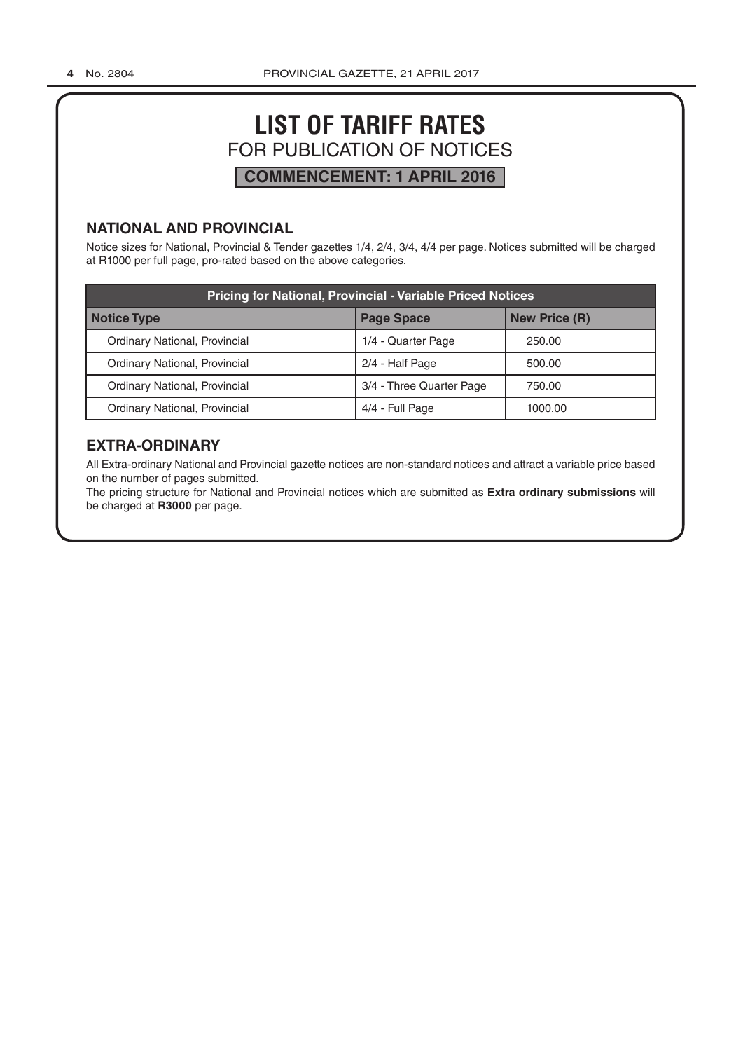# LIST OF TARIFF RATES
## FOR PUBLICATION OF NOTICES
**COMMENCEMENT: 1 APRIL 2016**

### NATIONAL AND PROVINCIAL

Notice sizes for National, Provincial & Tender gazettes 1/4, 2/4, 3/4, 4/4 per page. Notices submitted will be charged at R1000 per full page, pro-rated based on the above categories.

| Pricing for National, Provincial - Variable Priced Notices | | |
|---|---|---|
| **Notice Type** | **Page Space** | **New Price (R)** |
| Ordinary National, Provincial | 1/4 - Quarter Page | 250.00 |
| Ordinary National, Provincial | 2/4 - Half Page | 500.00 |
| Ordinary National, Provincial | 3/4 - Three Quarter Page | 750.00 |
| Ordinary National, Provincial | 4/4 - Full Page | 1000.00 |

### EXTRA-ORDINARY

All Extra-ordinary National and Provincial gazette notices are non-standard notices and attract a variable price based on the number of pages submitted.

The pricing structure for National and Provincial notices which are submitted as **Extra ordinary submissions** will be charged at **R3000** per page.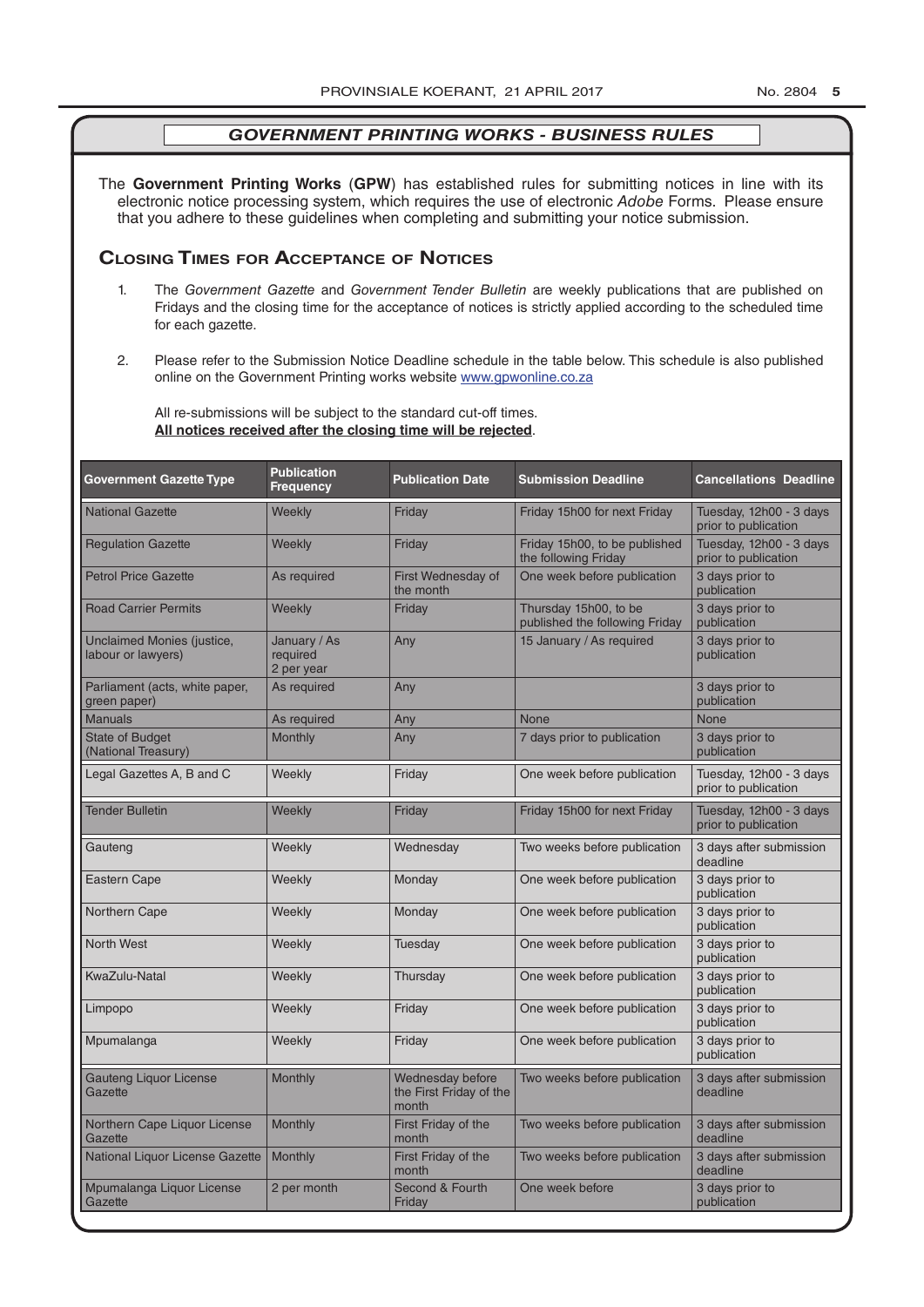## *GOVERNMENT PRINTING WORKS - BUSINESS RULES*

The **Government Printing Works** (**GPW**) has established rules for submitting notices in line with its electronic notice processing system, which requires the use of electronic *Adobe* Forms. Please ensure that you adhere to these guidelines when completing and submitting your notice submission.

### Closing Times for Acceptance of Notices

1. The *Government Gazette* and *Government Tender Bulletin* are weekly publications that are published on Fridays and the closing time for the acceptance of notices is strictly applied according to the scheduled time for each gazette.

2. Please refer to the Submission Notice Deadline schedule in the table below. This schedule is also published online on the Government Printing works website www.gpwonline.co.za

All re-submissions will be subject to the standard cut-off times.
**All notices received after the closing time will be rejected**.

| Government Gazette Type | Publication Frequency | Publication Date | Submission Deadline | Cancellations Deadline |
|---|---|---|---|---|
| National Gazette | Weekly | Friday | Friday 15h00 for next Friday | Tuesday, 12h00 - 3 days prior to publication |
| Regulation Gazette | Weekly | Friday | Friday 15h00, to be published the following Friday | Tuesday, 12h00 - 3 days prior to publication |
| Petrol Price Gazette | As required | First Wednesday of the month | One week before publication | 3 days prior to publication |
| Road Carrier Permits | Weekly | Friday | Thursday 15h00, to be published the following Friday | 3 days prior to publication |
| Unclaimed Monies (justice, labour or lawyers) | January / As required 2 per year | Any | 15 January / As required | 3 days prior to publication |
| Parliament (acts, white paper, green paper) | As required | Any | | 3 days prior to publication |
| Manuals | As required | Any | None | None |
| State of Budget (National Treasury) | Monthly | Any | 7 days prior to publication | 3 days prior to publication |
| Legal Gazettes A, B and C | Weekly | Friday | One week before publication | Tuesday, 12h00 - 3 days prior to publication |
| Tender Bulletin | Weekly | Friday | Friday 15h00 for next Friday | Tuesday, 12h00 - 3 days prior to publication |
| Gauteng | Weekly | Wednesday | Two weeks before publication | 3 days after submission deadline |
| Eastern Cape | Weekly | Monday | One week before publication | 3 days prior to publication |
| Northern Cape | Weekly | Monday | One week before publication | 3 days prior to publication |
| North West | Weekly | Tuesday | One week before publication | 3 days prior to publication |
| KwaZulu-Natal | Weekly | Thursday | One week before publication | 3 days prior to publication |
| Limpopo | Weekly | Friday | One week before publication | 3 days prior to publication |
| Mpumalanga | Weekly | Friday | One week before publication | 3 days prior to publication |
| Gauteng Liquor License Gazette | Monthly | Wednesday before the First Friday of the month | Two weeks before publication | 3 days after submission deadline |
| Northern Cape Liquor License Gazette | Monthly | First Friday of the month | Two weeks before publication | 3 days after submission deadline |
| National Liquor License Gazette | Monthly | First Friday of the month | Two weeks before publication | 3 days after submission deadline |
| Mpumalanga Liquor License Gazette | 2 per month | Second & Fourth Friday | One week before | 3 days prior to publication |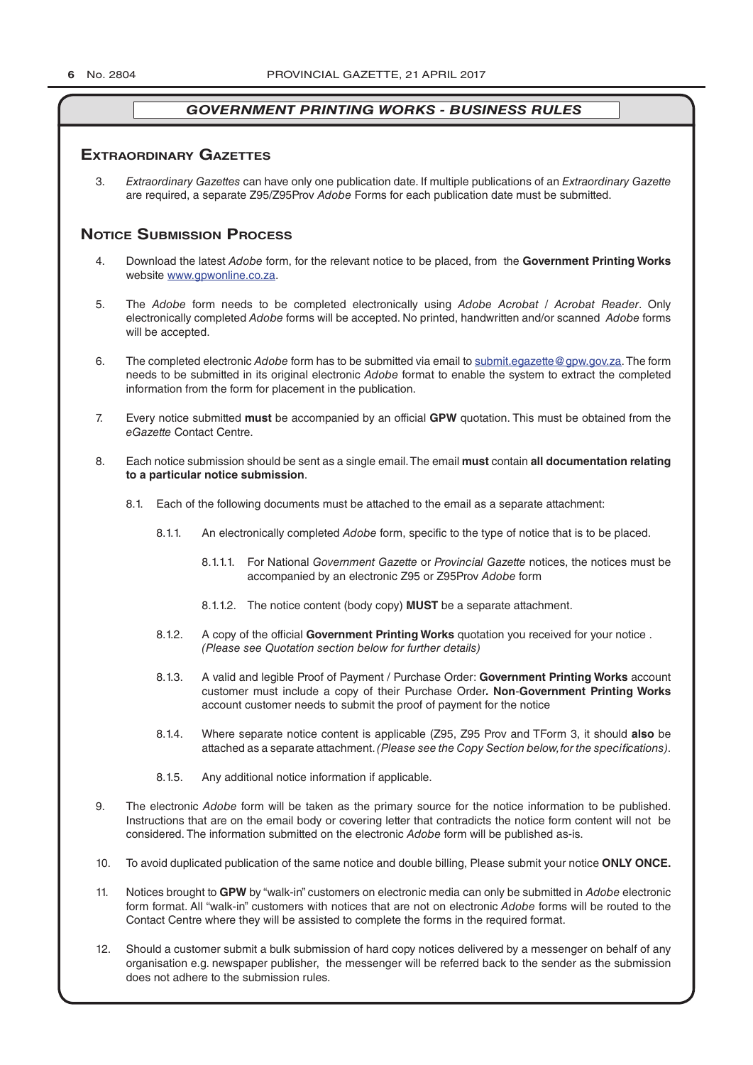## *GOVERNMENT PRINTING WORKS - BUSINESS RULES*

## Extraordinary Gazettes

3. *Extraordinary Gazettes* can have only one publication date. If multiple publications of an *Extraordinary Gazette* are required, a separate Z95/Z95Prov *Adobe* Forms for each publication date must be submitted.

## Notice Submission Process

4. Download the latest *Adobe* form, for the relevant notice to be placed, from the **Government Printing Works** website www.gpwonline.co.za.

5. The *Adobe* form needs to be completed electronically using *Adobe Acrobat* / *Acrobat Reader*. Only electronically completed *Adobe* forms will be accepted. No printed, handwritten and/or scanned *Adobe* forms will be accepted.

6. The completed electronic *Adobe* form has to be submitted via email to submit.egazette@gpw.gov.za. The form needs to be submitted in its original electronic *Adobe* format to enable the system to extract the completed information from the form for placement in the publication.

7. Every notice submitted **must** be accompanied by an official **GPW** quotation. This must be obtained from the *eGazette* Contact Centre.

8. Each notice submission should be sent as a single email. The email **must** contain **all documentation relating to a particular notice submission**.

    8.1. Each of the following documents must be attached to the email as a separate attachment:

    8.1.1. An electronically completed *Adobe* form, specific to the type of notice that is to be placed.

    8.1.1.1. For National *Government Gazette* or *Provincial Gazette* notices, the notices must be accompanied by an electronic Z95 or Z95Prov *Adobe* form

    8.1.1.2. The notice content (body copy) **MUST** be a separate attachment.

    8.1.2. A copy of the official **Government Printing Works** quotation you received for your notice . *(Please see Quotation section below for further details)*

    8.1.3. A valid and legible Proof of Payment / Purchase Order: **Government Printing Works** account customer must include a copy of their Purchase Order**. Non**-**Government Printing Works** account customer needs to submit the proof of payment for the notice

    8.1.4. Where separate notice content is applicable (Z95, Z95 Prov and TForm 3, it should **also** be attached as a separate attachment. *(Please see the Copy Section below, for the specifications)*.

    8.1.5. Any additional notice information if applicable.

9. The electronic *Adobe* form will be taken as the primary source for the notice information to be published. Instructions that are on the email body or covering letter that contradicts the notice form content will not be considered. The information submitted on the electronic *Adobe* form will be published as-is.

10. To avoid duplicated publication of the same notice and double billing, Please submit your notice **ONLY ONCE.**

11. Notices brought to **GPW** by "walk-in" customers on electronic media can only be submitted in *Adobe* electronic form format. All "walk-in" customers with notices that are not on electronic *Adobe* forms will be routed to the Contact Centre where they will be assisted to complete the forms in the required format.

12. Should a customer submit a bulk submission of hard copy notices delivered by a messenger on behalf of any organisation e.g. newspaper publisher, the messenger will be referred back to the sender as the submission does not adhere to the submission rules.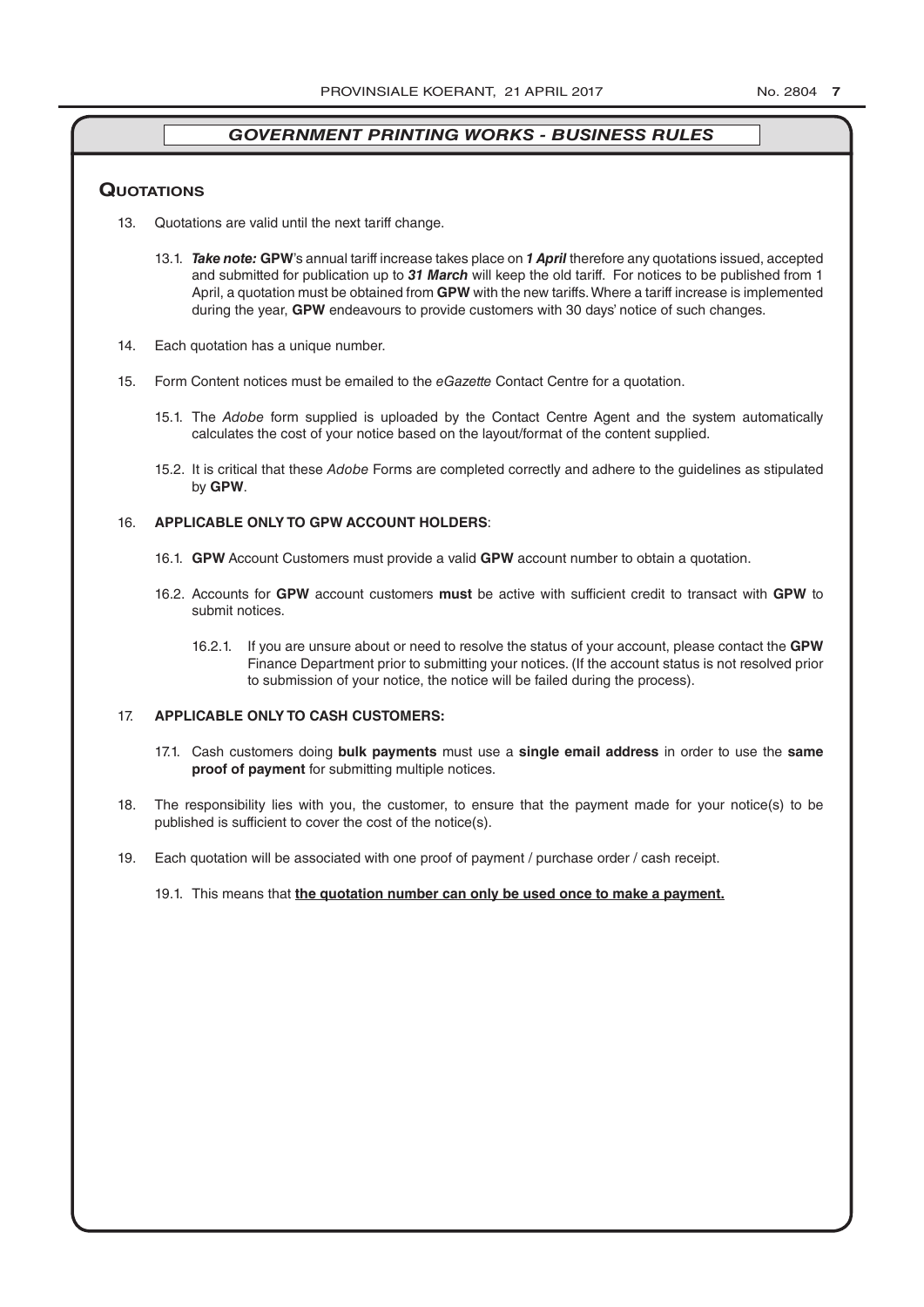## GOVERNMENT PRINTING WORKS - BUSINESS RULES

### Quotations

13. Quotations are valid until the next tariff change.

    13.1. ***Take note:*** **GPW**'s annual tariff increase takes place on ***1 April*** therefore any quotations issued, accepted and submitted for publication up to ***31 March*** will keep the old tariff. For notices to be published from 1 April, a quotation must be obtained from **GPW** with the new tariffs. Where a tariff increase is implemented during the year, **GPW** endeavours to provide customers with 30 days' notice of such changes.

14. Each quotation has a unique number.

15. Form Content notices must be emailed to the *eGazette* Contact Centre for a quotation.

    15.1. The *Adobe* form supplied is uploaded by the Contact Centre Agent and the system automatically calculates the cost of your notice based on the layout/format of the content supplied.

    15.2. It is critical that these *Adobe* Forms are completed correctly and adhere to the guidelines as stipulated by **GPW**.

16. **APPLICABLE ONLY TO GPW ACCOUNT HOLDERS**:

    16.1. **GPW** Account Customers must provide a valid **GPW** account number to obtain a quotation.

    16.2. Accounts for **GPW** account customers **must** be active with sufficient credit to transact with **GPW** to submit notices.

    16.2.1. If you are unsure about or need to resolve the status of your account, please contact the **GPW** Finance Department prior to submitting your notices. (If the account status is not resolved prior to submission of your notice, the notice will be failed during the process).

17. **APPLICABLE ONLY TO CASH CUSTOMERS:**

    17.1. Cash customers doing **bulk payments** must use a **single email address** in order to use the **same proof of payment** for submitting multiple notices.

18. The responsibility lies with you, the customer, to ensure that the payment made for your notice(s) to be published is sufficient to cover the cost of the notice(s).

19. Each quotation will be associated with one proof of payment / purchase order / cash receipt.

    19.1. This means that <u>**the quotation number can only be used once to make a payment.**</u>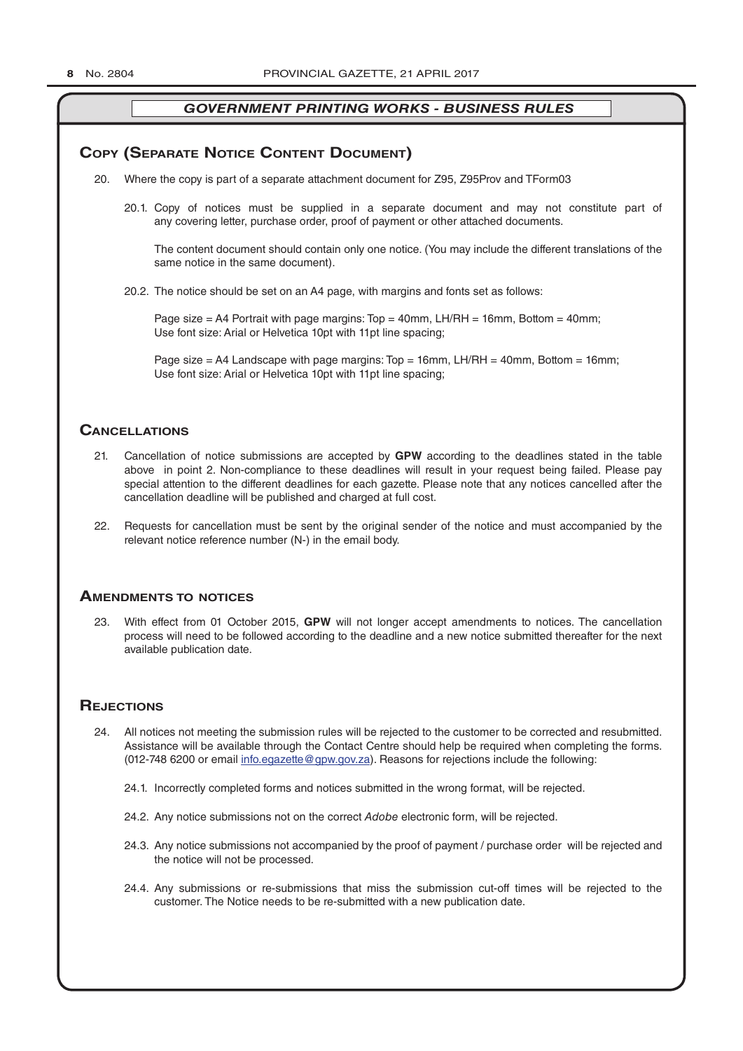## GOVERNMENT PRINTING WORKS - BUSINESS RULES

## Copy (Separate Notice Content Document)

20. Where the copy is part of a separate attachment document for Z95, Z95Prov and TForm03

    20.1. Copy of notices must be supplied in a separate document and may not constitute part of any covering letter, purchase order, proof of payment or other attached documents.

    The content document should contain only one notice. (You may include the different translations of the same notice in the same document).

    20.2. The notice should be set on an A4 page, with margins and fonts set as follows:

    Page size = A4 Portrait with page margins: Top = 40mm, LH/RH = 16mm, Bottom = 40mm;
    Use font size: Arial or Helvetica 10pt with 11pt line spacing;

    Page size = A4 Landscape with page margins: Top = 16mm, LH/RH = 40mm, Bottom = 16mm;
    Use font size: Arial or Helvetica 10pt with 11pt line spacing;

## Cancellations

21. Cancellation of notice submissions are accepted by **GPW** according to the deadlines stated in the table above in point 2. Non-compliance to these deadlines will result in your request being failed. Please pay special attention to the different deadlines for each gazette. Please note that any notices cancelled after the cancellation deadline will be published and charged at full cost.

22. Requests for cancellation must be sent by the original sender of the notice and must accompanied by the relevant notice reference number (N-) in the email body.

## Amendments to notices

23. With effect from 01 October 2015, **GPW** will not longer accept amendments to notices. The cancellation process will need to be followed according to the deadline and a new notice submitted thereafter for the next available publication date.

## Rejections

24. All notices not meeting the submission rules will be rejected to the customer to be corrected and resubmitted. Assistance will be available through the Contact Centre should help be required when completing the forms. (012-748 6200 or email info.egazette@gpw.gov.za). Reasons for rejections include the following:

    24.1. Incorrectly completed forms and notices submitted in the wrong format, will be rejected.

    24.2. Any notice submissions not on the correct *Adobe* electronic form, will be rejected.

    24.3. Any notice submissions not accompanied by the proof of payment / purchase order will be rejected and the notice will not be processed.

    24.4. Any submissions or re-submissions that miss the submission cut-off times will be rejected to the customer. The Notice needs to be re-submitted with a new publication date.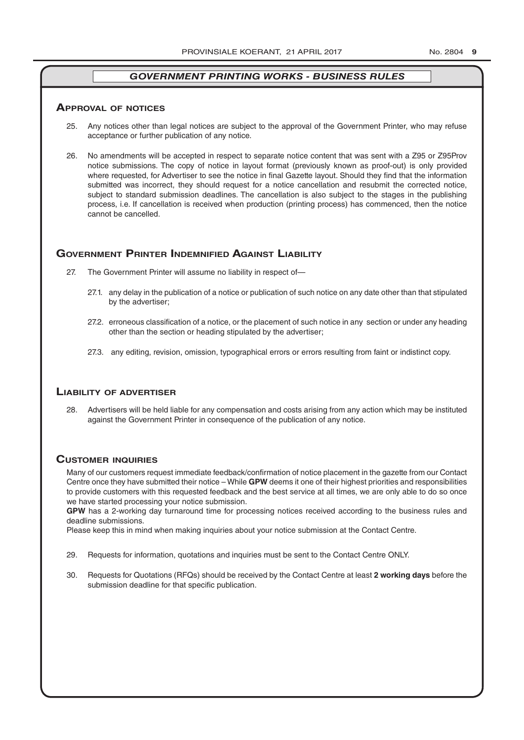## *GOVERNMENT PRINTING WORKS - BUSINESS RULES*

### Approval of notices

25. Any notices other than legal notices are subject to the approval of the Government Printer, who may refuse acceptance or further publication of any notice.

26. No amendments will be accepted in respect to separate notice content that was sent with a Z95 or Z95Prov notice submissions. The copy of notice in layout format (previously known as proof-out) is only provided where requested, for Advertiser to see the notice in final Gazette layout. Should they find that the information submitted was incorrect, they should request for a notice cancellation and resubmit the corrected notice, subject to standard submission deadlines. The cancellation is also subject to the stages in the publishing process, i.e. If cancellation is received when production (printing process) has commenced, then the notice cannot be cancelled.

### Government Printer Indemnified Against Liability

27. The Government Printer will assume no liability in respect of—

    27.1. any delay in the publication of a notice or publication of such notice on any date other than that stipulated by the advertiser;

    27.2. erroneous classification of a notice, or the placement of such notice in any section or under any heading other than the section or heading stipulated by the advertiser;

    27.3. any editing, revision, omission, typographical errors or errors resulting from faint or indistinct copy.

### Liability of advertiser

28. Advertisers will be held liable for any compensation and costs arising from any action which may be instituted against the Government Printer in consequence of the publication of any notice.

### Customer inquiries

Many of our customers request immediate feedback/confirmation of notice placement in the gazette from our Contact Centre once they have submitted their notice – While **GPW** deems it one of their highest priorities and responsibilities to provide customers with this requested feedback and the best service at all times, we are only able to do so once we have started processing your notice submission.

**GPW** has a 2-working day turnaround time for processing notices received according to the business rules and deadline submissions.

Please keep this in mind when making inquiries about your notice submission at the Contact Centre.

29. Requests for information, quotations and inquiries must be sent to the Contact Centre ONLY.

30. Requests for Quotations (RFQs) should be received by the Contact Centre at least **2 working days** before the submission deadline for that specific publication.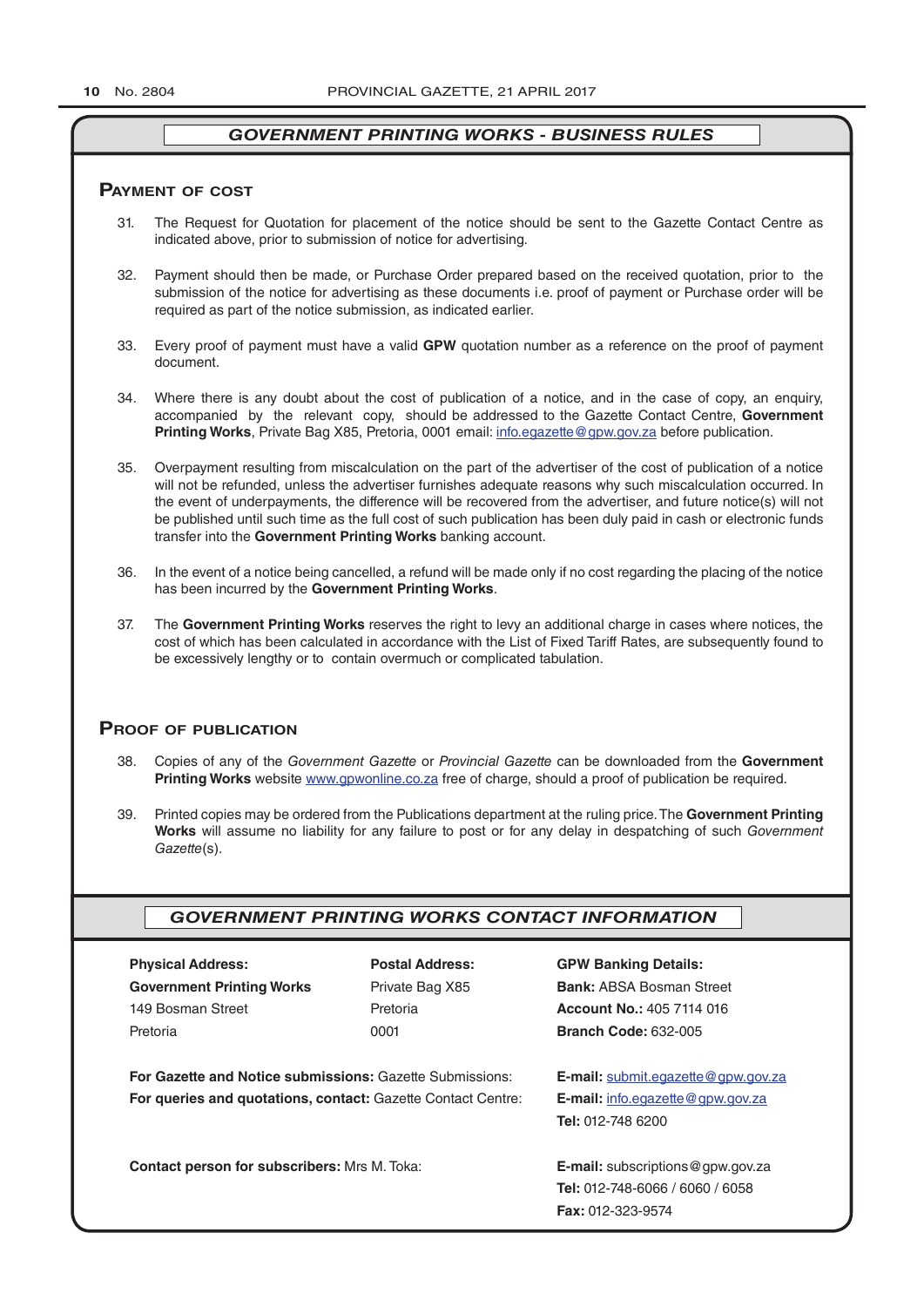## GOVERNMENT PRINTING WORKS - BUSINESS RULES

### Payment of cost

31. The Request for Quotation for placement of the notice should be sent to the Gazette Contact Centre as indicated above, prior to submission of notice for advertising.

32. Payment should then be made, or Purchase Order prepared based on the received quotation, prior to the submission of the notice for advertising as these documents i.e. proof of payment or Purchase order will be required as part of the notice submission, as indicated earlier.

33. Every proof of payment must have a valid **GPW** quotation number as a reference on the proof of payment document.

34. Where there is any doubt about the cost of publication of a notice, and in the case of copy, an enquiry, accompanied by the relevant copy, should be addressed to the Gazette Contact Centre, **Government Printing Works**, Private Bag X85, Pretoria, 0001 email: info.egazette@gpw.gov.za before publication.

35. Overpayment resulting from miscalculation on the part of the advertiser of the cost of publication of a notice will not be refunded, unless the advertiser furnishes adequate reasons why such miscalculation occurred. In the event of underpayments, the difference will be recovered from the advertiser, and future notice(s) will not be published until such time as the full cost of such publication has been duly paid in cash or electronic funds transfer into the **Government Printing Works** banking account.

36. In the event of a notice being cancelled, a refund will be made only if no cost regarding the placing of the notice has been incurred by the **Government Printing Works**.

37. The **Government Printing Works** reserves the right to levy an additional charge in cases where notices, the cost of which has been calculated in accordance with the List of Fixed Tariff Rates, are subsequently found to be excessively lengthy or to contain overmuch or complicated tabulation.

### Proof of publication

38. Copies of any of the *Government Gazette* or *Provincial Gazette* can be downloaded from the **Government Printing Works** website www.gpwonline.co.za free of charge, should a proof of publication be required.

39. Printed copies may be ordered from the Publications department at the ruling price. The **Government Printing Works** will assume no liability for any failure to post or for any delay in despatching of such *Government Gazette*(s).

## GOVERNMENT PRINTING WORKS CONTACT INFORMATION

**Physical Address:**
**Government Printing Works**
149 Bosman Street
Pretoria

**Postal Address:**
Private Bag X85
Pretoria
0001

**GPW Banking Details:**
**Bank:** ABSA Bosman Street
**Account No.:** 405 7114 016
**Branch Code:** 632-005

**For Gazette and Notice submissions:** Gazette Submissions: **E-mail:** submit.egazette@gpw.gov.za

**For queries and quotations, contact:** Gazette Contact Centre: **E-mail:** info.egazette@gpw.gov.za
**Tel:** 012-748 6200

**Contact person for subscribers:** Mrs M. Toka: **E-mail:** subscriptions@gpw.gov.za
**Tel:** 012-748-6066 / 6060 / 6058
**Fax:** 012-323-9574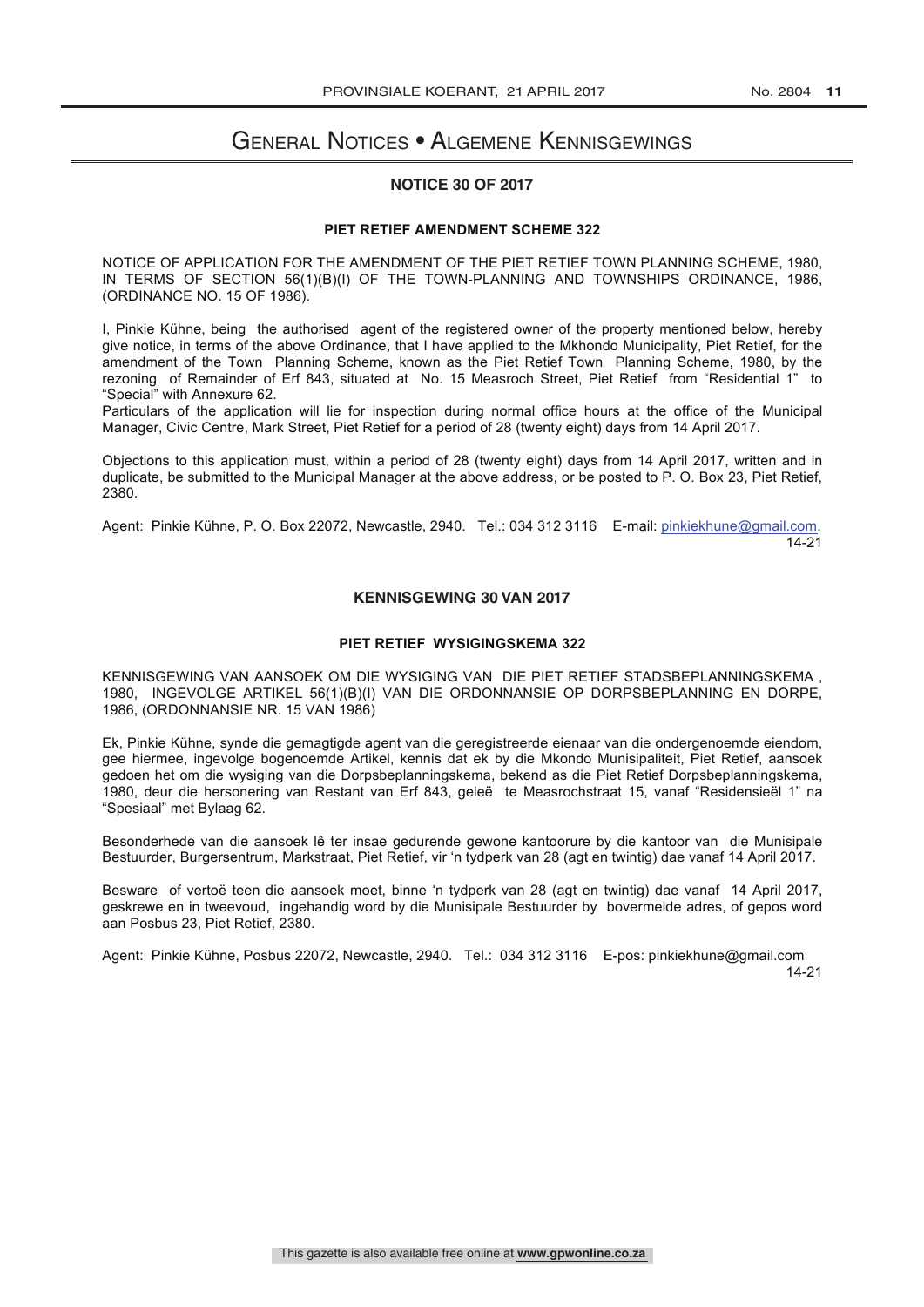# General Notices • Algemene Kennisgewings

## NOTICE 30 OF 2017

### PIET RETIEF AMENDMENT SCHEME 322

NOTICE OF APPLICATION FOR THE AMENDMENT OF THE PIET RETIEF TOWN PLANNING SCHEME, 1980, IN TERMS OF SECTION 56(1)(B)(I) OF THE TOWN-PLANNING AND TOWNSHIPS ORDINANCE, 1986, (ORDINANCE NO. 15 OF 1986).

I, Pinkie Kühne, being the authorised agent of the registered owner of the property mentioned below, hereby give notice, in terms of the above Ordinance, that I have applied to the Mkhondo Municipality, Piet Retief, for the amendment of the Town Planning Scheme, known as the Piet Retief Town Planning Scheme, 1980, by the rezoning of Remainder of Erf 843, situated at No. 15 Measroch Street, Piet Retief from "Residential 1" to "Special" with Annexure 62.

Particulars of the application will lie for inspection during normal office hours at the office of the Municipal Manager, Civic Centre, Mark Street, Piet Retief for a period of 28 (twenty eight) days from 14 April 2017.

Objections to this application must, within a period of 28 (twenty eight) days from 14 April 2017, written and in duplicate, be submitted to the Municipal Manager at the above address, or be posted to P. O. Box 23, Piet Retief, 2380.

Agent: Pinkie Kühne, P. O. Box 22072, Newcastle, 2940. Tel.: 034 312 3116 E-mail: pinkiekhune@gmail.com.

14-21

## KENNISGEWING 30 VAN 2017

### PIET RETIEF WYSIGINGSKEMA 322

KENNISGEWING VAN AANSOEK OM DIE WYSIGING VAN DIE PIET RETIEF STADSBEPLANNINGSKEMA, 1980, INGEVOLGE ARTIKEL 56(1)(B)(I) VAN DIE ORDONNANSIE OP DORPSBEPLANNING EN DORPE, 1986, (ORDONNANSIE NR. 15 VAN 1986)

Ek, Pinkie Kühne, synde die gemagtigde agent van die geregistreerde eienaar van die ondergenoemde eiendom, gee hiermee, ingevolge bogenoemde Artikel, kennis dat ek by die Mkondo Munisipaliteit, Piet Retief, aansoek gedoen het om die wysiging van die Dorpsbeplanningskema, bekend as die Piet Retief Dorpsbeplanningskema, 1980, deur die hersonering van Restant van Erf 843, geleë te Measrochstraat 15, vanaf "Residensieël 1" na "Spesiaal" met Bylaag 62.

Besonderhede van die aansoek lê ter insae gedurende gewone kantoorure by die kantoor van die Munisipale Bestuurder, Burgersentrum, Markstraat, Piet Retief, vir 'n tydperk van 28 (agt en twintig) dae vanaf 14 April 2017.

Besware of vertoë teen die aansoek moet, binne 'n tydperk van 28 (agt en twintig) dae vanaf 14 April 2017, geskrewe en in tweevoud, ingehandig word by die Munisipale Bestuurder by bovermelde adres, of gepos word aan Posbus 23, Piet Retief, 2380.

Agent: Pinkie Kühne, Posbus 22072, Newcastle, 2940. Tel.: 034 312 3116 E-pos: pinkiekhune@gmail.com

14-21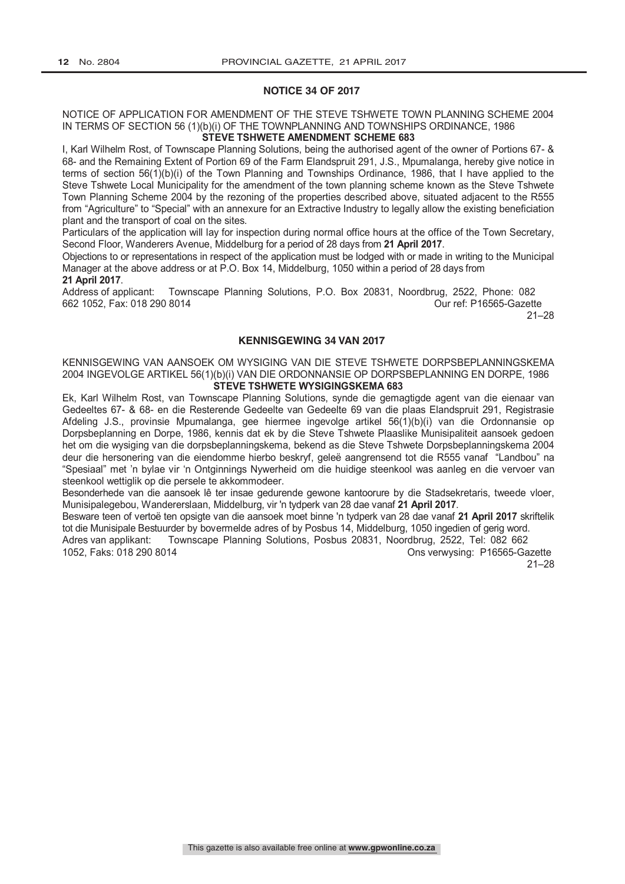## NOTICE 34 OF 2017

NOTICE OF APPLICATION FOR AMENDMENT OF THE STEVE TSHWETE TOWN PLANNING SCHEME 2004 IN TERMS OF SECTION 56 (1)(b)(i) OF THE TOWNPLANNING AND TOWNSHIPS ORDINANCE, 1986

**STEVE TSHWETE AMENDMENT SCHEME 683**

I, Karl Wilhelm Rost, of Townscape Planning Solutions, being the authorised agent of the owner of Portions 67- & 68- and the Remaining Extent of Portion 69 of the Farm Elandspruit 291, J.S., Mpumalanga, hereby give notice in terms of section 56(1)(b)(i) of the Town Planning and Townships Ordinance, 1986, that I have applied to the Steve Tshwete Local Municipality for the amendment of the town planning scheme known as the Steve Tshwete Town Planning Scheme 2004 by the rezoning of the properties described above, situated adjacent to the R555 from "Agriculture" to "Special" with an annexure for an Extractive Industry to legally allow the existing beneficiation plant and the transport of coal on the sites.

Particulars of the application will lay for inspection during normal office hours at the office of the Town Secretary, Second Floor, Wanderers Avenue, Middelburg for a period of 28 days from **21 April 2017**.

Objections to or representations in respect of the application must be lodged with or made in writing to the Municipal Manager at the above address or at P.O. Box 14, Middelburg, 1050 within a period of 28 days from **21 April 2017**.

Address of applicant: Townscape Planning Solutions, P.O. Box 20831, Noordbrug, 2522, Phone: 082 662 1052, Fax: 018 290 8014 Our ref: P16565-Gazette

21–28

## KENNISGEWING 34 VAN 2017

KENNISGEWING VAN AANSOEK OM WYSIGING VAN DIE STEVE TSHWETE DORPSBEPLANNINGSKEMA 2004 INGEVOLGE ARTIKEL 56(1)(b)(i) VAN DIE ORDONNANSIE OP DORPSBEPLANNING EN DORPE, 1986

**STEVE TSHWETE WYSIGINGSKEMA 683**

Ek, Karl Wilhelm Rost, van Townscape Planning Solutions, synde die gemagtigde agent van die eienaar van Gedeeltes 67- & 68- en die Resterende Gedeelte van Gedeelte 69 van die plaas Elandspruit 291, Registrasie Afdeling J.S., provinsie Mpumalanga, gee hiermee ingevolge artikel 56(1)(b)(i) van die Ordonnansie op Dorpsbeplanning en Dorpe, 1986, kennis dat ek by die Steve Tshwete Plaaslike Munisipaliteit aansoek gedoen het om die wysiging van die dorpsbeplanningskema, bekend as die Steve Tshwete Dorpsbeplanningskema 2004 deur die hersonering van die eiendomme hierbo beskryf, geleë aangrensend tot die R555 vanaf "Landbou" na "Spesiaal" met 'n bylae vir 'n Ontginnings Nywerheid om die huidige steenkool was aanleg en die vervoer van steenkool wettiglik op die persele te akkommodeer.

Besonderhede van die aansoek lê ter insae gedurende gewone kantoorure by die Stadsekretaris, tweede vloer, Munisipalegebou, Wandererslaan, Middelburg, vir 'n tydperk van 28 dae vanaf **21 April 2017**.

Besware teen of vertoë ten opsigte van die aansoek moet binne 'n tydperk van 28 dae vanaf **21 April 2017** skriftelik tot die Munisipale Bestuurder by bovermelde adres of by Posbus 14, Middelburg, 1050 ingedien of gerig word.

Adres van applikant: Townscape Planning Solutions, Posbus 20831, Noordbrug, 2522, Tel: 082 662 1052, Faks: 018 290 8014 Ons verwysing: P16565-Gazette

21–28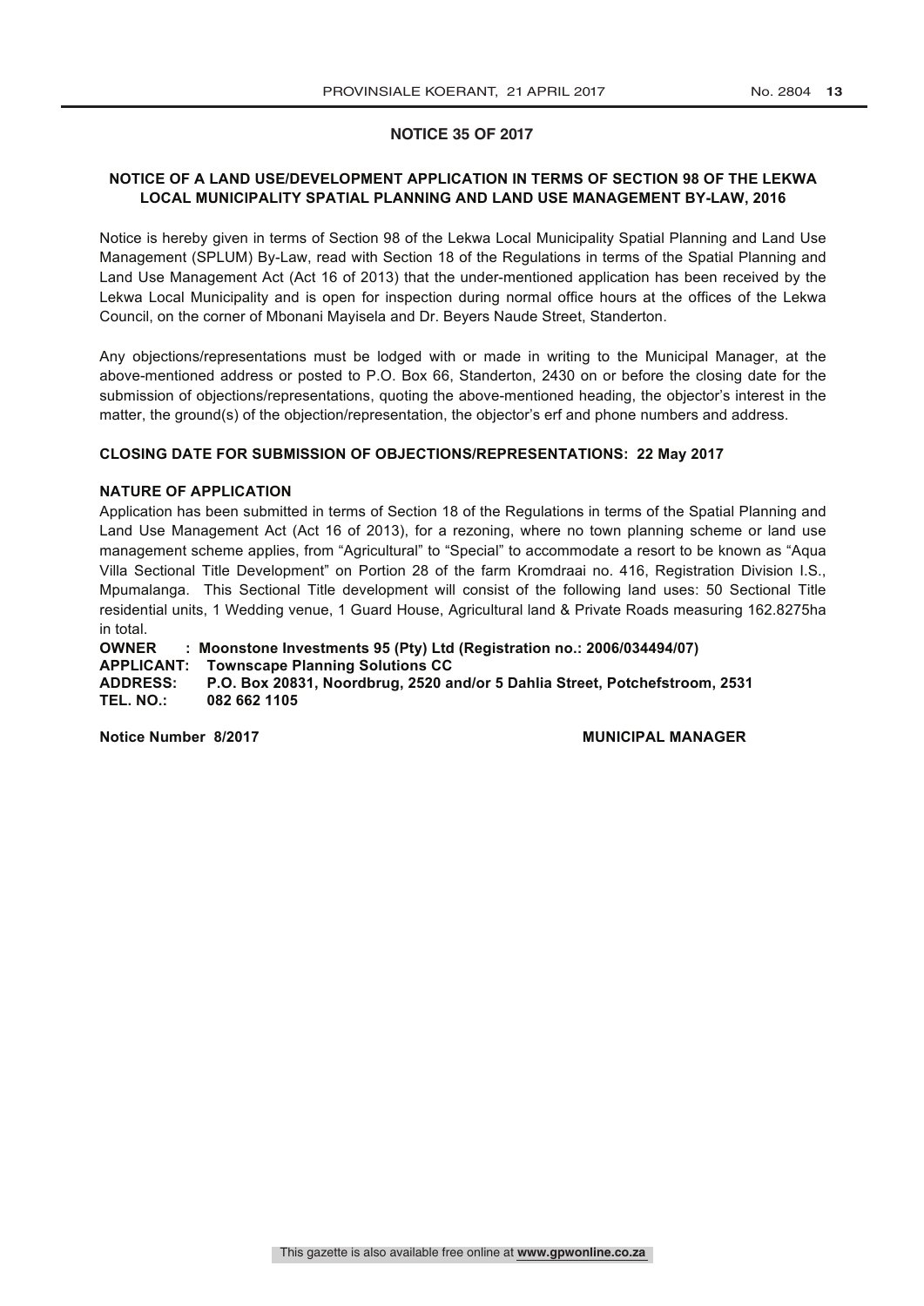## NOTICE 35 OF 2017

### NOTICE OF A LAND USE/DEVELOPMENT APPLICATION IN TERMS OF SECTION 98 OF THE LEKWA LOCAL MUNICIPALITY SPATIAL PLANNING AND LAND USE MANAGEMENT BY-LAW, 2016

Notice is hereby given in terms of Section 98 of the Lekwa Local Municipality Spatial Planning and Land Use Management (SPLUM) By-Law, read with Section 18 of the Regulations in terms of the Spatial Planning and Land Use Management Act (Act 16 of 2013) that the under-mentioned application has been received by the Lekwa Local Municipality and is open for inspection during normal office hours at the offices of the Lekwa Council, on the corner of Mbonani Mayisela and Dr. Beyers Naude Street, Standerton.

Any objections/representations must be lodged with or made in writing to the Municipal Manager, at the above-mentioned address or posted to P.O. Box 66, Standerton, 2430 on or before the closing date for the submission of objections/representations, quoting the above-mentioned heading, the objector's interest in the matter, the ground(s) of the objection/representation, the objector's erf and phone numbers and address.

**CLOSING DATE FOR SUBMISSION OF OBJECTIONS/REPRESENTATIONS: 22 May 2017**

**NATURE OF APPLICATION**

Application has been submitted in terms of Section 18 of the Regulations in terms of the Spatial Planning and Land Use Management Act (Act 16 of 2013), for a rezoning, where no town planning scheme or land use management scheme applies, from "Agricultural" to "Special" to accommodate a resort to be known as "Aqua Villa Sectional Title Development" on Portion 28 of the farm Kromdraai no. 416, Registration Division I.S., Mpumalanga. This Sectional Title development will consist of the following land uses: 50 Sectional Title residential units, 1 Wedding venue, 1 Guard House, Agricultural land & Private Roads measuring 162.8275ha in total.

**OWNER : Moonstone Investments 95 (Pty) Ltd (Registration no.: 2006/034494/07)**
**APPLICANT: Townscape Planning Solutions CC**
**ADDRESS: P.O. Box 20831, Noordbrug, 2520 and/or 5 Dahlia Street, Potchefstroom, 2531**
**TEL. NO.: 082 662 1105**

**Notice Number 8/2017** **MUNICIPAL MANAGER**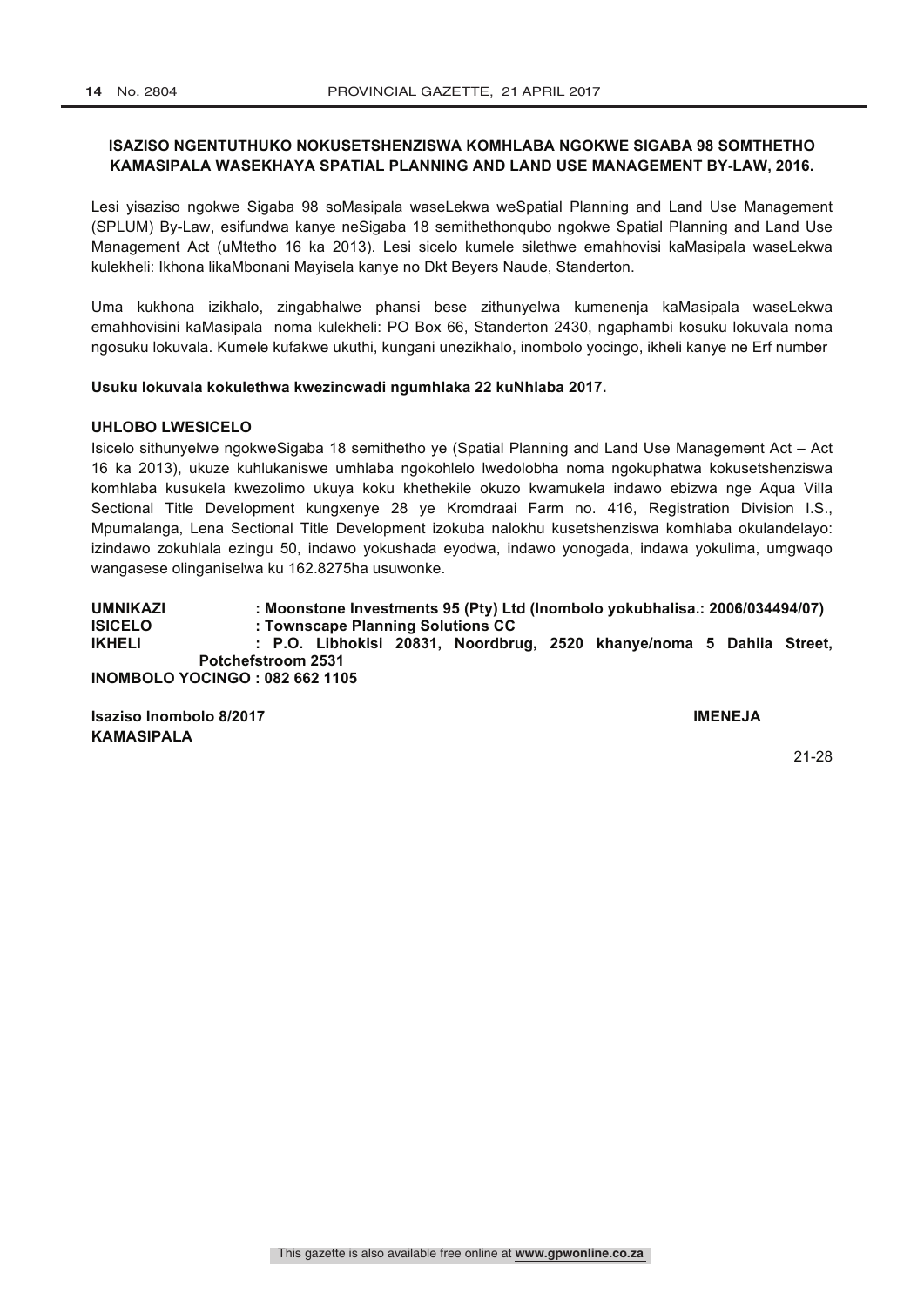**ISAZISO NGENTUTHUKO NOKUSETSHENZISWA KOMHLABA NGOKWE SIGABA 98 SOMTHETHO KAMASIPALA WASEKHAYA SPATIAL PLANNING AND LAND USE MANAGEMENT BY-LAW, 2016.**

Lesi yisaziso ngokwe Sigaba 98 soMasipala waseLekwa weSpatial Planning and Land Use Management (SPLUM) By-Law, esifundwa kanye neSigaba 18 semithethonqubo ngokwe Spatial Planning and Land Use Management Act (uMtetho 16 ka 2013). Lesi sicelo kumele silethwe emahhovisi kaMasipala waseLekwa kulekheli: Ikhona likaMbonani Mayisela kanye no Dkt Beyers Naude, Standerton.

Uma kukhona izikhalo, zingabhalwe phansi bese zithunyelwa kumenenja kaMasipala waseLekwa emahhovisini kaMasipala noma kulekheli: PO Box 66, Standerton 2430, ngaphambi kosuku lokuvala noma ngosuku lokuvala. Kumele kufakwe ukuthi, kungani unezikhalo, inombolo yocingo, ikheli kanye ne Erf number

**Usuku lokuvala kokulethwa kwezincwadi ngumhlaka 22 kuNhlaba 2017.**

**UHLOBO LWESICELO**

Isicelo sithunyelwe ngokweSigaba 18 semithetho ye (Spatial Planning and Land Use Management Act – Act 16 ka 2013), ukuze kuhlukaniswe umhlaba ngokohlelo lwedolobha noma ngokuphatwa kokusetshenziswa komhlaba kusukela kwezolimo ukuya koku khethekile okuzo kwamukela indawo ebizwa nge Aqua Villa Sectional Title Development kungxenye 28 ye Kromdraai Farm no. 416, Registration Division I.S., Mpumalanga, Lena Sectional Title Development izokuba nalokhu kusetshenziswa komhlaba okulandelayo: izindawo zokuhlala ezingu 50, indawo yokushada eyodwa, indawo yonogada, indawa yokulima, umgwaqo wangasese olinganiselwa ku 162.8275ha usuwonke.

**UMNIKAZI : Moonstone Investments 95 (Pty) Ltd (Inombolo yokubhalisa.: 2006/034494/07)**
**ISICELO : Townscape Planning Solutions CC**
**IKHELI : P.O. Libhokisi 20831, Noordbrug, 2520 khanye/noma 5 Dahlia Street, Potchefstroom 2531**
**INOMBOLO YOCINGO : 082 662 1105**

**Isaziso Inombolo 8/2017** **IMENEJA KAMASIPALA**

21-28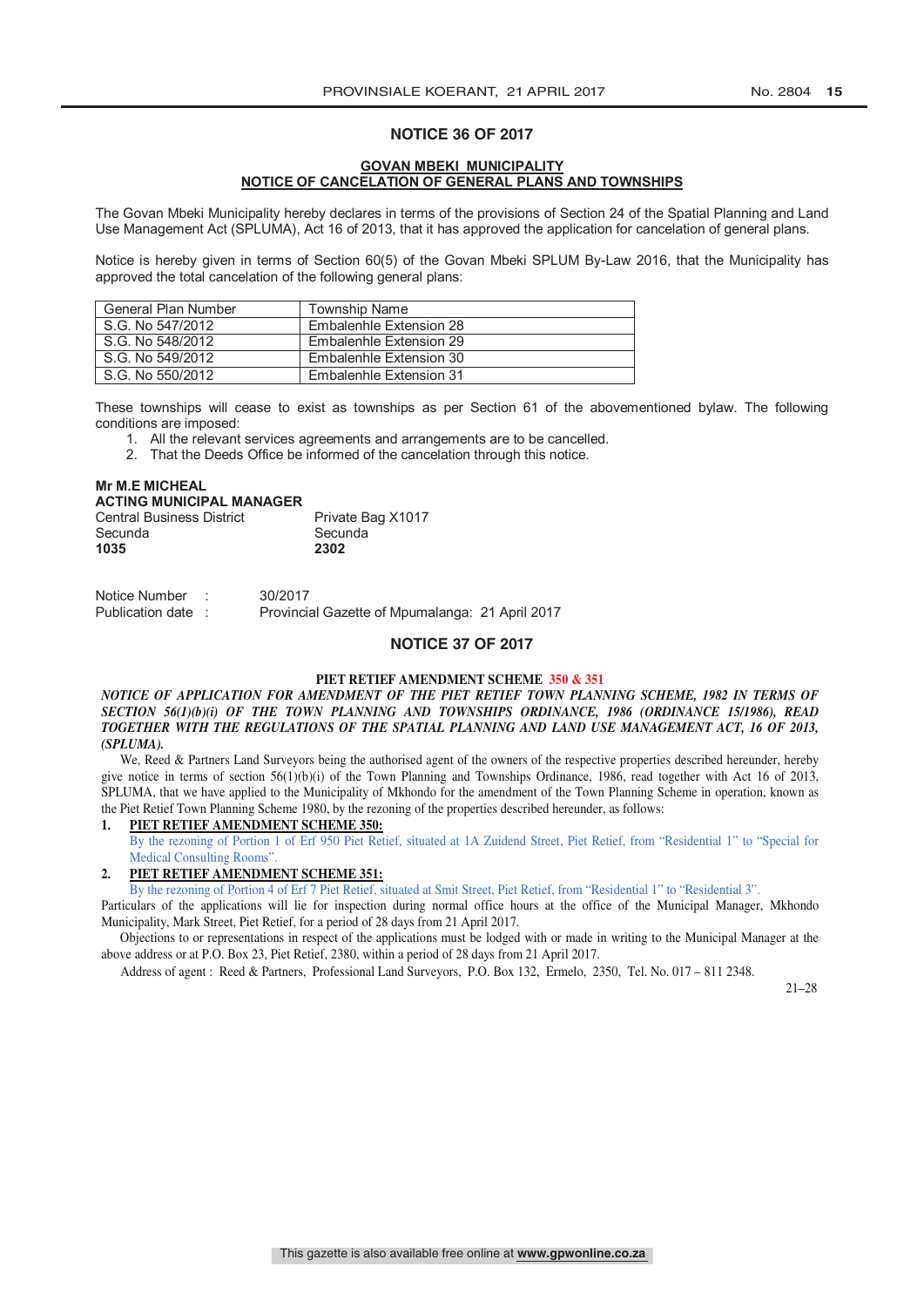## NOTICE 36 OF 2017

**GOVAN MBEKI MUNICIPALITY**
**NOTICE OF CANCELATION OF GENERAL PLANS AND TOWNSHIPS**

The Govan Mbeki Municipality hereby declares in terms of the provisions of Section 24 of the Spatial Planning and Land Use Management Act (SPLUMA), Act 16 of 2013, that it has approved the application for cancelation of general plans.

Notice is hereby given in terms of Section 60(5) of the Govan Mbeki SPLUM By-Law 2016, that the Municipality has approved the total cancelation of the following general plans:

| General Plan Number | Township Name |
|---|---|
| S.G. No 547/2012 | Embalenhle Extension 28 |
| S.G. No 548/2012 | Embalenhle Extension 29 |
| S.G. No 549/2012 | Embalenhle Extension 30 |
| S.G. No 550/2012 | Embalenhle Extension 31 |

These townships will cease to exist as townships as per Section 61 of the abovementioned bylaw. The following conditions are imposed:

1. All the relevant services agreements and arrangements are to be cancelled.
2. That the Deeds Office be informed of the cancelation through this notice.

**Mr M.E MICHEAL**
**ACTING MUNICIPAL MANAGER**

Central Business District
Secunda
**1035**

Private Bag X1017
Secunda
**2302**

Notice Number : 30/2017
Publication date : Provincial Gazette of Mpumalanga: 21 April 2017

## NOTICE 37 OF 2017

**PIET RETIEF AMENDMENT SCHEME 350 & 351**

***NOTICE OF APPLICATION FOR AMENDMENT OF THE PIET RETIEF TOWN PLANNING SCHEME, 1982 IN TERMS OF SECTION 56(1)(b)(i) OF THE TOWN PLANNING AND TOWNSHIPS ORDINANCE, 1986 (ORDINANCE 15/1986), READ TOGETHER WITH THE REGULATIONS OF THE SPATIAL PLANNING AND LAND USE MANAGEMENT ACT, 16 OF 2013, (SPLUMA).***

We, Reed & Partners Land Surveyors being the authorised agent of the owners of the respective properties described hereunder, hereby give notice in terms of section 56(1)(b)(i) of the Town Planning and Townships Ordinance, 1986, read together with Act 16 of 2013, SPLUMA, that we have applied to the Municipality of Mkhondo for the amendment of the Town Planning Scheme in operation, known as the Piet Retief Town Planning Scheme 1980, by the rezoning of the properties described hereunder, as follows:

1. **PIET RETIEF AMENDMENT SCHEME 350:**
   By the rezoning of Portion 1 of Erf 950 Piet Retief, situated at 1A Zuidend Street, Piet Retief, from "Residential 1" to "Special for Medical Consulting Rooms".
2. **PIET RETIEF AMENDMENT SCHEME 351:**
   By the rezoning of Portion 4 of Erf 7 Piet Retief, situated at Smit Street, Piet Retief, from "Residential 1" to "Residential 3".

Particulars of the applications will lie for inspection during normal office hours at the office of the Municipal Manager, Mkhondo Municipality, Mark Street, Piet Retief, for a period of 28 days from 21 April 2017.

Objections to or representations in respect of the applications must be lodged with or made in writing to the Municipal Manager at the above address or at P.O. Box 23, Piet Retief, 2380, within a period of 28 days from 21 April 2017.

Address of agent : Reed & Partners, Professional Land Surveyors, P.O. Box 132, Ermelo, 2350, Tel. No. 017 – 811 2348.

21–28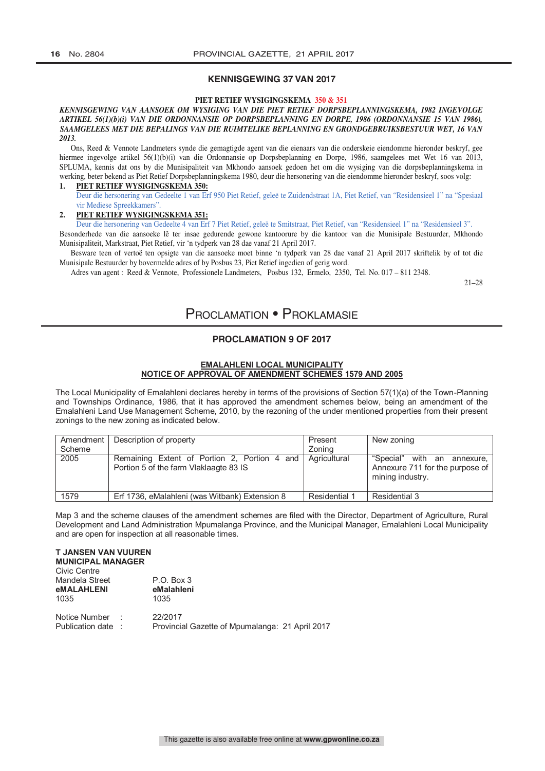## KENNISGEWING 37 VAN 2017

**PIET RETIEF WYSIGINGSKEMA 350 & 351**

***KENNISGEWING VAN AANSOEK OM WYSIGING VAN DIE PIET RETIEF DORPSBEPLANNINGSKEMA, 1982 INGEVOLGE ARTIKEL 56(1)(b)(i) VAN DIE ORDONNANSIE OP DORPSBEPLANNING EN DORPE, 1986 (ORDONNANSIE 15 VAN 1986), SAAMGELEES MET DIE BEPALINGS VAN DIE RUIMTELIKE BEPLANNING EN GRONDGEBRUIKSBESTUUR WET, 16 VAN 2013.***

Ons, Reed & Vennote Landmeters synde die gemagtigde agent van die eienaars van die onderskeie eiendomme hieronder beskryf, gee hiermee ingevolge artikel 56(1)(b)(i) van die Ordonnansie op Dorpsbeplanning en Dorpe, 1986, saamgelees met Wet 16 van 2013, SPLUMA, kennis dat ons by die Munisipaliteit van Mkhondo aansoek gedoen het om die wysiging van die dorpsbeplanningskema in werking, beter bekend as Piet Retief Dorpsbeplanningskema 1980, deur die hersonering van die eiendomme hieronder beskryf, soos volg:

1. **PIET RETIEF WYSIGINGSKEMA 350:**
   Deur die hersonering van Gedeelte 1 van Erf 950 Piet Retief, geleë te Zuidendstraat 1A, Piet Retief, van "Residensieel 1" na "Spesiaal vir Mediese Spreekkamers".
2. **PIET RETIEF WYSIGINGSKEMA 351:**
   Deur die hersonering van Gedeelte 4 van Erf 7 Piet Retief, geleë te Smitstraat, Piet Retief, van "Residensieel 1" na "Residensieel 3".

Besonderhede van die aansoeke lê ter insae gedurende gewone kantoorure by die kantoor van die Munisipale Bestuurder, Mkhondo Munisipaliteit, Markstraat, Piet Retief, vir 'n tydperk van 28 dae vanaf 21 April 2017.

Besware teen of vertoë ten opsigte van die aansoeke moet binne 'n tydperk van 28 dae vanaf 21 April 2017 skriftelik by of tot die Munisipale Bestuurder by bovermelde adres of by Posbus 23, Piet Retief ingedien of gerig word.

Adres van agent : Reed & Vennote, Professionele Landmeters, Posbus 132, Ermelo, 2350, Tel. No. 017 – 811 2348.

21–28

# PROCLAMATION • PROKLAMASIE

## PROCLAMATION 9 OF 2017

**EMALAHLENI LOCAL MUNICIPALITY**
**NOTICE OF APPROVAL OF AMENDMENT SCHEMES 1579 AND 2005**

The Local Municipality of Emalahleni declares hereby in terms of the provisions of Section 57(1)(a) of the Town-Planning and Townships Ordinance, 1986, that it has approved the amendment schemes below, being an amendment of the Emalahleni Land Use Management Scheme, 2010, by the rezoning of the under mentioned properties from their present zonings to the new zoning as indicated below.

| Amendment Scheme | Description of property | Present Zoning | New zoning |
|---|---|---|---|
| 2005 | Remaining Extent of Portion 2, Portion 4 and Portion 5 of the farm Vlaklaagte 83 IS | Agricultural | "Special" with an annexure, Annexure 711 for the purpose of mining industry. |
| 1579 | Erf 1736, eMalahleni (was Witbank) Extension 8 | Residential 1 | Residential 3 |

Map 3 and the scheme clauses of the amendment schemes are filed with the Director, Department of Agriculture, Rural Development and Land Administration Mpumalanga Province, and the Municipal Manager, Emalahleni Local Municipality and are open for inspection at all reasonable times.

**T JANSEN VAN VUUREN**
**MUNICIPAL MANAGER**
Civic Centre
Mandela Street — P.O. Box 3
**eMALAHLENI** — **eMalahleni**
1035 — 1035

Notice Number : 22/2017
Publication date : Provincial Gazette of Mpumalanga: 21 April 2017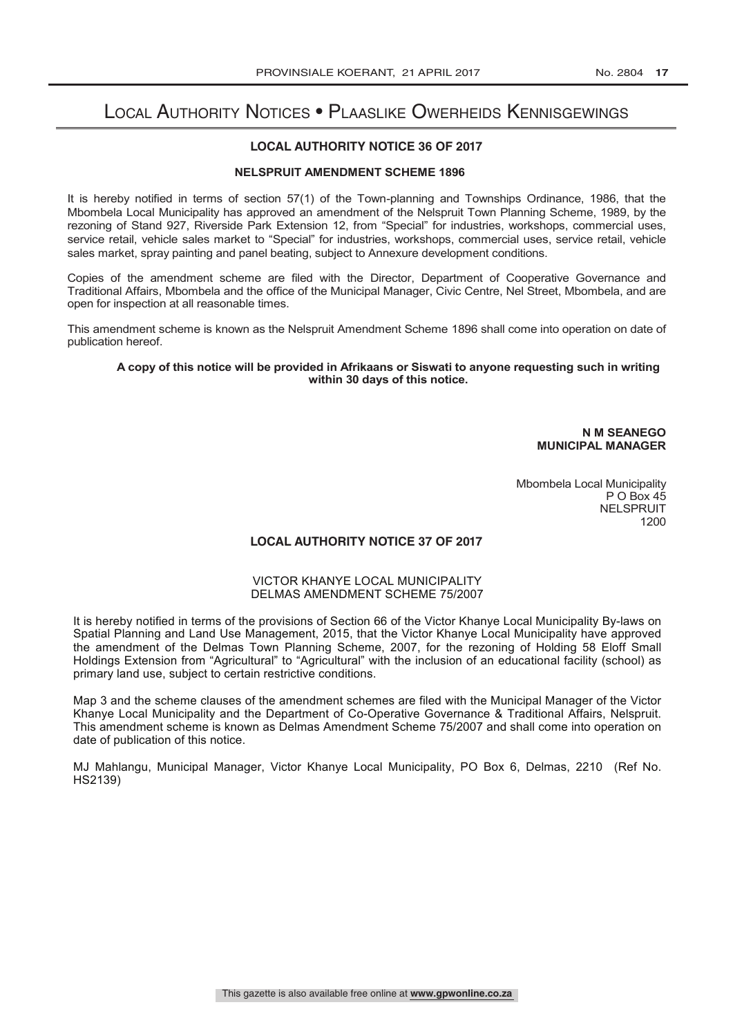# Local Authority Notices • Plaaslike Owerheids Kennisgewings

## LOCAL AUTHORITY NOTICE 36 OF 2017

### NELSPRUIT AMENDMENT SCHEME 1896

It is hereby notified in terms of section 57(1) of the Town-planning and Townships Ordinance, 1986, that the Mbombela Local Municipality has approved an amendment of the Nelspruit Town Planning Scheme, 1989, by the rezoning of Stand 927, Riverside Park Extension 12, from "Special" for industries, workshops, commercial uses, service retail, vehicle sales market to "Special" for industries, workshops, commercial uses, service retail, vehicle sales market, spray painting and panel beating, subject to Annexure development conditions.

Copies of the amendment scheme are filed with the Director, Department of Cooperative Governance and Traditional Affairs, Mbombela and the office of the Municipal Manager, Civic Centre, Nel Street, Mbombela, and are open for inspection at all reasonable times.

This amendment scheme is known as the Nelspruit Amendment Scheme 1896 shall come into operation on date of publication hereof.

**A copy of this notice will be provided in Afrikaans or Siswati to anyone requesting such in writing within 30 days of this notice.**

**N M SEANEGO**
**MUNICIPAL MANAGER**

Mbombela Local Municipality
P O Box 45
NELSPRUIT
1200

## LOCAL AUTHORITY NOTICE 37 OF 2017

VICTOR KHANYE LOCAL MUNICIPALITY
DELMAS AMENDMENT SCHEME 75/2007

It is hereby notified in terms of the provisions of Section 66 of the Victor Khanye Local Municipality By-laws on Spatial Planning and Land Use Management, 2015, that the Victor Khanye Local Municipality have approved the amendment of the Delmas Town Planning Scheme, 2007, for the rezoning of Holding 58 Eloff Small Holdings Extension from "Agricultural" to "Agricultural" with the inclusion of an educational facility (school) as primary land use, subject to certain restrictive conditions.

Map 3 and the scheme clauses of the amendment schemes are filed with the Municipal Manager of the Victor Khanye Local Municipality and the Department of Co-Operative Governance & Traditional Affairs, Nelspruit. This amendment scheme is known as Delmas Amendment Scheme 75/2007 and shall come into operation on date of publication of this notice.

MJ Mahlangu, Municipal Manager, Victor Khanye Local Municipality, PO Box 6, Delmas, 2210 (Ref No. HS2139)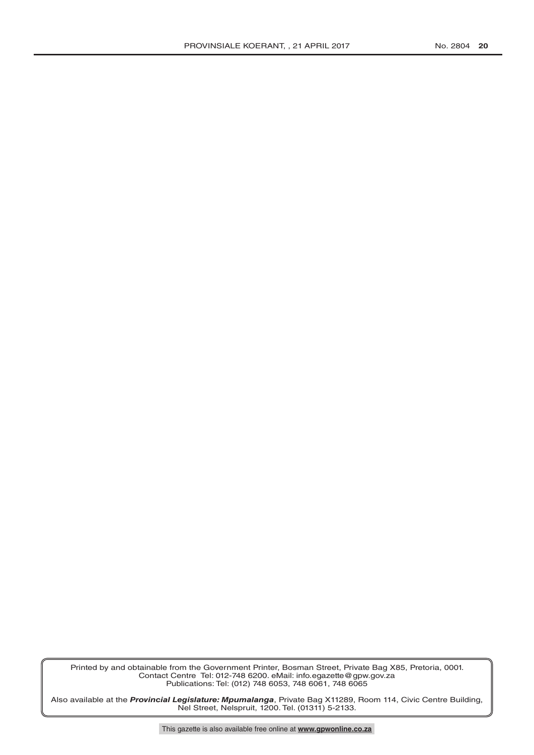Printed by and obtainable from the Government Printer, Bosman Street, Private Bag X85, Pretoria, 0001.
Contact Centre Tel: 012-748 6200. eMail: info.egazette@gpw.gov.za
Publications: Tel: (012) 748 6053, 748 6061, 748 6065

Also available at the ***Provincial Legislature: Mpumalanga***, Private Bag X11289, Room 114, Civic Centre Building, Nel Street, Nelspruit, 1200. Tel. (01311) 5-2133.

This gazette is also available free online at **www.gpwonline.co.za**